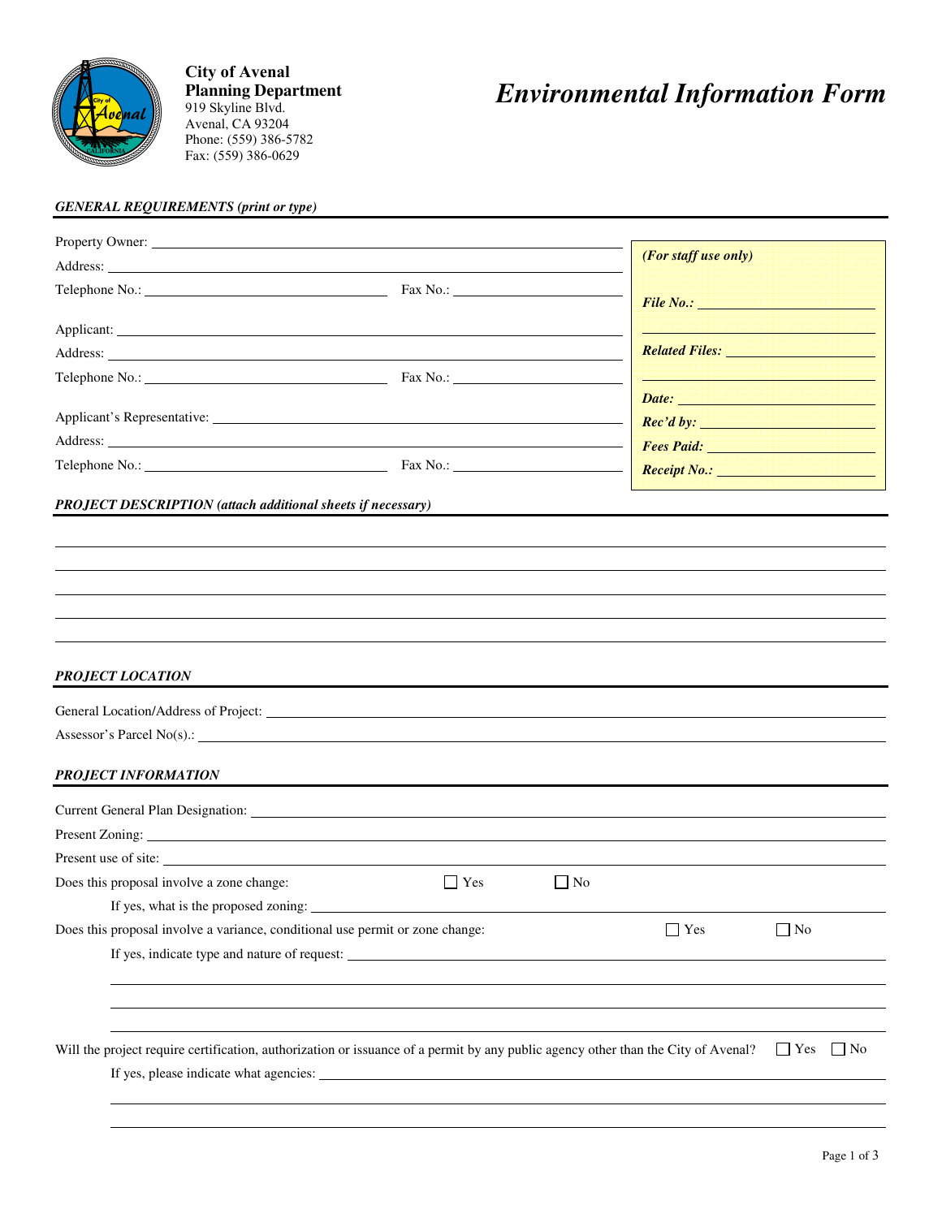**City of Avenal**
**Planning Department**
919 Skyline Blvd.
Avenal, CA 93204
Phone: (559) 386-5782
Fax: (559) 386-0629

# *Environmental Information Form*

## *GENERAL REQUIREMENTS (print or type)*

Property Owner: ______________________________

Address: ______________________________

Telephone No.: ________________ Fax No.: ________________

Applicant: ______________________________

Address: ______________________________

Telephone No.: ________________ Fax No.: ________________

Applicant's Representative: ______________________________

Address: ______________________________

Telephone No.: ________________ Fax No.: ________________

*(For staff use only)*

***File No.:*** ________________

***Related Files:*** ________________

***Date:*** ________________

***Rec'd by:*** ________________

***Fees Paid:*** ________________

***Receipt No.:*** ________________

## *PROJECT DESCRIPTION (attach additional sheets if necessary)*

______________________________

______________________________

______________________________

______________________________

______________________________

## *PROJECT LOCATION*

General Location/Address of Project: ______________________________

Assessor's Parcel No(s).: ______________________________

## *PROJECT INFORMATION*

Current General Plan Designation: ______________________________

Present Zoning: ______________________________

Present use of site: ______________________________

Does this proposal involve a zone change: ☐ Yes ☐ No

If yes, what is the proposed zoning: ______________________________

Does this proposal involve a variance, conditional use permit or zone change: ☐ Yes ☐ No

If yes, indicate type and nature of request: ______________________________

______________________________

______________________________

______________________________

Will the project require certification, authorization or issuance of a permit by any public agency other than the City of Avenal? ☐ Yes ☐ No

If yes, please indicate what agencies: ______________________________

______________________________

______________________________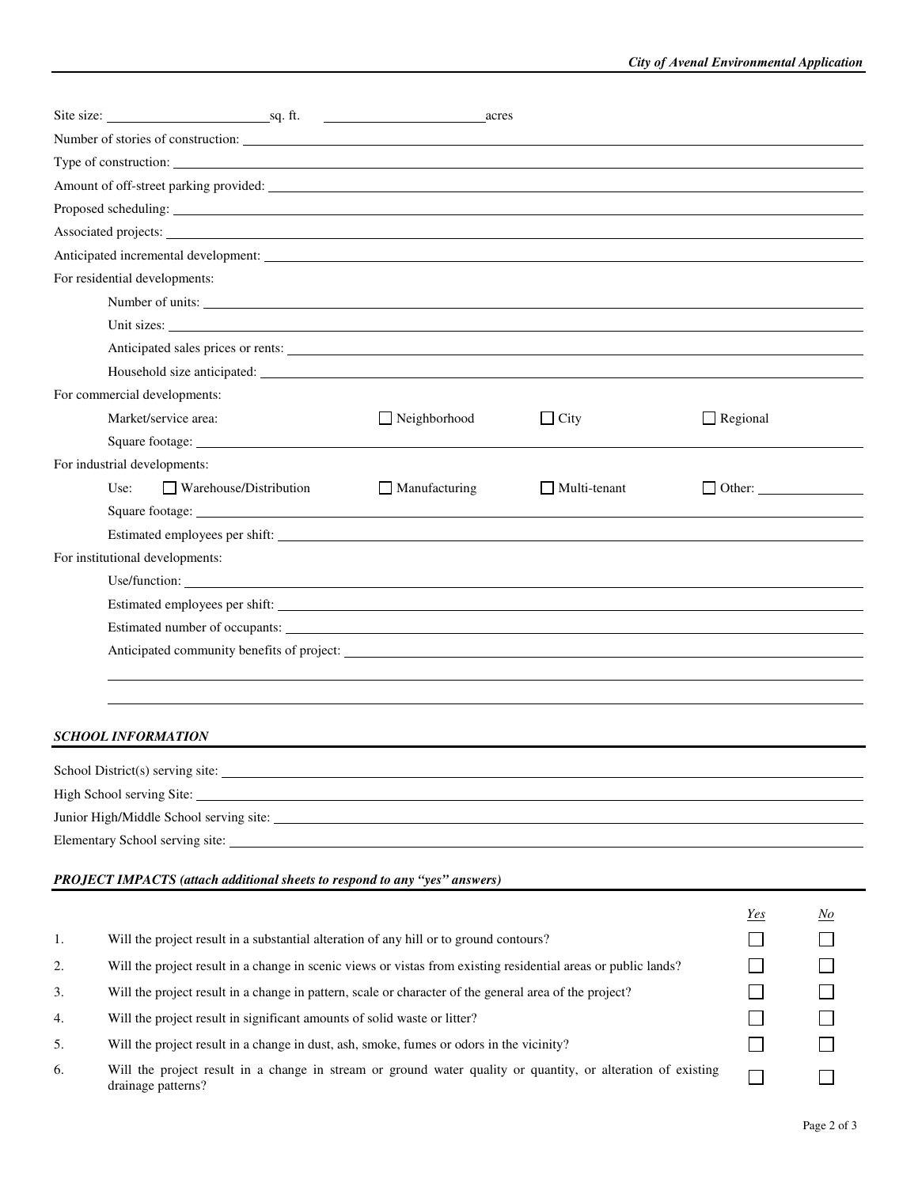Site size: ______________________ sq. ft. ______________________ acres

Number of stories of construction: ______________________

Type of construction: ______________________

Amount of off-street parking provided: ______________________

Proposed scheduling: ______________________

Associated projects: ______________________

Anticipated incremental development: ______________________

For residential developments:

- Number of units: ______________________
- Unit sizes: ______________________
- Anticipated sales prices or rents: ______________________
- Household size anticipated: ______________________

For commercial developments:

- Market/service area: ☐ Neighborhood ☐ City ☐ Regional
- Square footage: ______________________

For industrial developments:

- Use: ☐ Warehouse/Distribution ☐ Manufacturing ☐ Multi-tenant ☐ Other: ____________
- Square footage: ______________________
- Estimated employees per shift: ______________________

For institutional developments:

- Use/function: ______________________
- Estimated employees per shift: ______________________
- Estimated number of occupants: ______________________
- Anticipated community benefits of project: ______________________

______________________

______________________

### *SCHOOL INFORMATION*

School District(s) serving site: ______________________

High School serving Site: ______________________

Junior High/Middle School serving site: ______________________

Elementary School serving site: ______________________

### *PROJECT IMPACTS (attach additional sheets to respond to any "yes" answers)*

| | | *Yes* | *No* |
|---|---|---|---|
| 1. | Will the project result in a substantial alteration of any hill or to ground contours? | ☐ | ☐ |
| 2. | Will the project result in a change in scenic views or vistas from existing residential areas or public lands? | ☐ | ☐ |
| 3. | Will the project result in a change in pattern, scale or character of the general area of the project? | ☐ | ☐ |
| 4. | Will the project result in significant amounts of solid waste or litter? | ☐ | ☐ |
| 5. | Will the project result in a change in dust, ash, smoke, fumes or odors in the vicinity? | ☐ | ☐ |
| 6. | Will the project result in a change in stream or ground water quality or quantity, or alteration of existing drainage patterns? | ☐ | ☐ |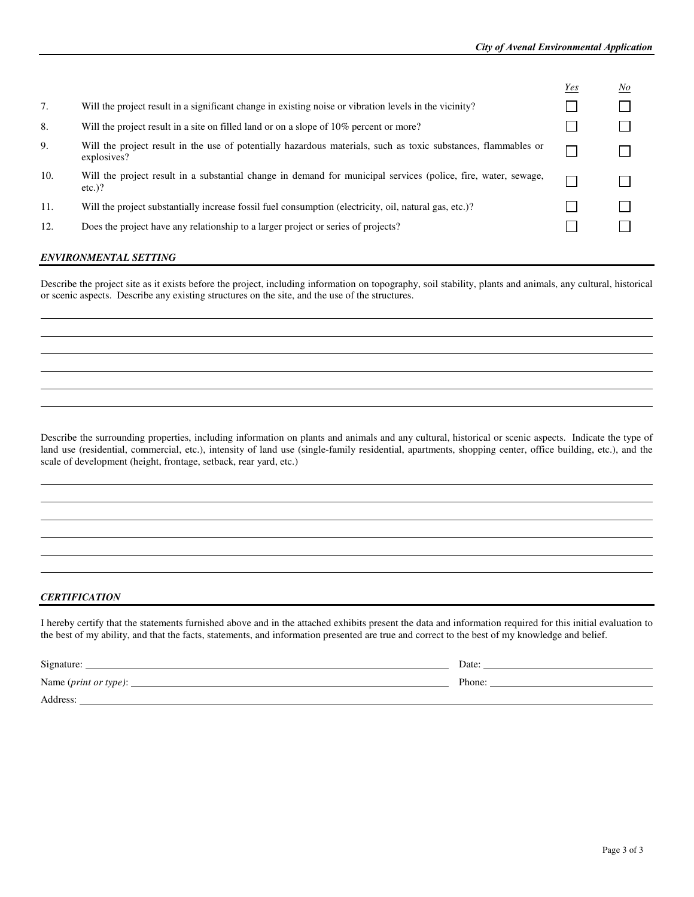| | | *Yes* | *No* |
|---|---|---|---|
| 7. | Will the project result in a significant change in existing noise or vibration levels in the vicinity? | ☐ | ☐ |
| 8. | Will the project result in a site on filled land or on a slope of 10% percent or more? | ☐ | ☐ |
| 9. | Will the project result in the use of potentially hazardous materials, such as toxic substances, flammables or explosives? | ☐ | ☐ |
| 10. | Will the project result in a substantial change in demand for municipal services (police, fire, water, sewage, etc.)? | ☐ | ☐ |
| 11. | Will the project substantially increase fossil fuel consumption (electricity, oil, natural gas, etc.)? | ☐ | ☐ |
| 12. | Does the project have any relationship to a larger project or series of projects? | ☐ | ☐ |

### *ENVIRONMENTAL SETTING*

Describe the project site as it exists before the project, including information on topography, soil stability, plants and animals, any cultural, historical or scenic aspects. Describe any existing structures on the site, and the use of the structures.

______________________________

______________________________

______________________________

______________________________

______________________________

Describe the surrounding properties, including information on plants and animals and any cultural, historical or scenic aspects. Indicate the type of land use (residential, commercial, etc.), intensity of land use (single-family residential, apartments, shopping center, office building, etc.), and the scale of development (height, frontage, setback, rear yard, etc.)

______________________________

______________________________

______________________________

______________________________

______________________________

### *CERTIFICATION*

I hereby certify that the statements furnished above and in the attached exhibits present the data and information required for this initial evaluation to the best of my ability, and that the facts, statements, and information presented are true and correct to the best of my knowledge and belief.

Signature: ______________________________ Date: ______________

Name (*print or type*): ______________________________ Phone: ______________

Address: ______________________________